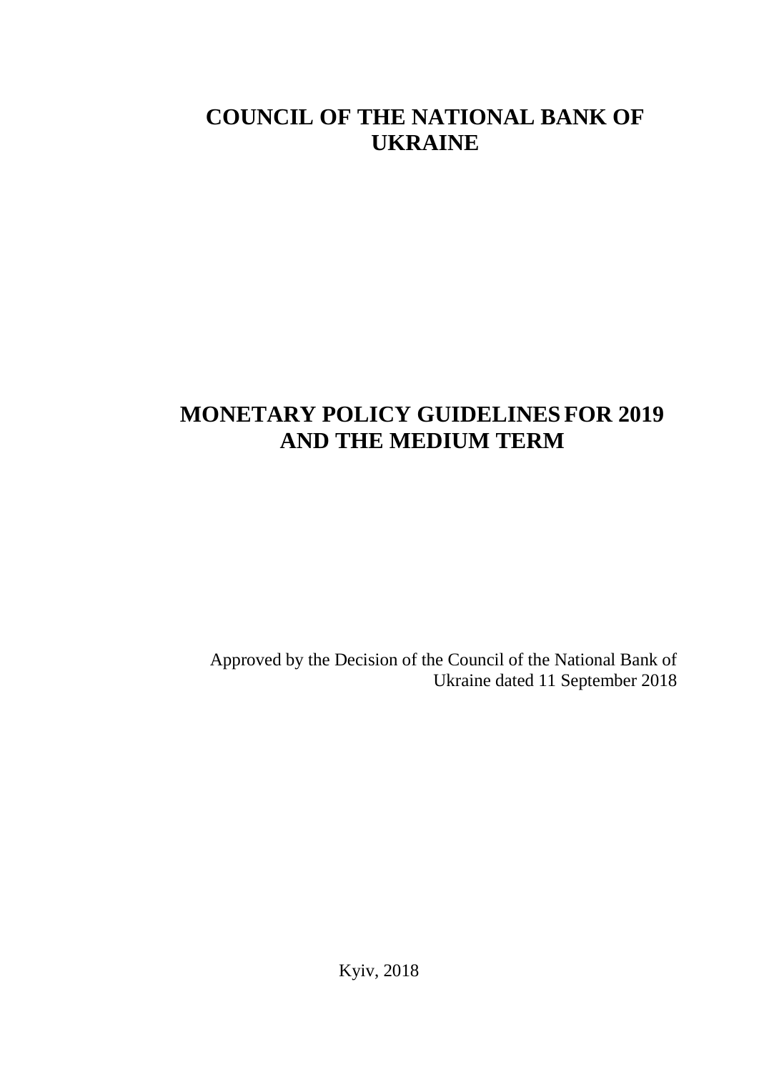# COUNCIL OF THE NATIONAL BANK OF UKRAINE

# MONETARY POLICY GUIDELINES FOR 2019 AND THE MEDIUM TERM

Approved by the Decision of the Council of the National Bank of Ukraine dated 11 September 2018

Kyiv, 2018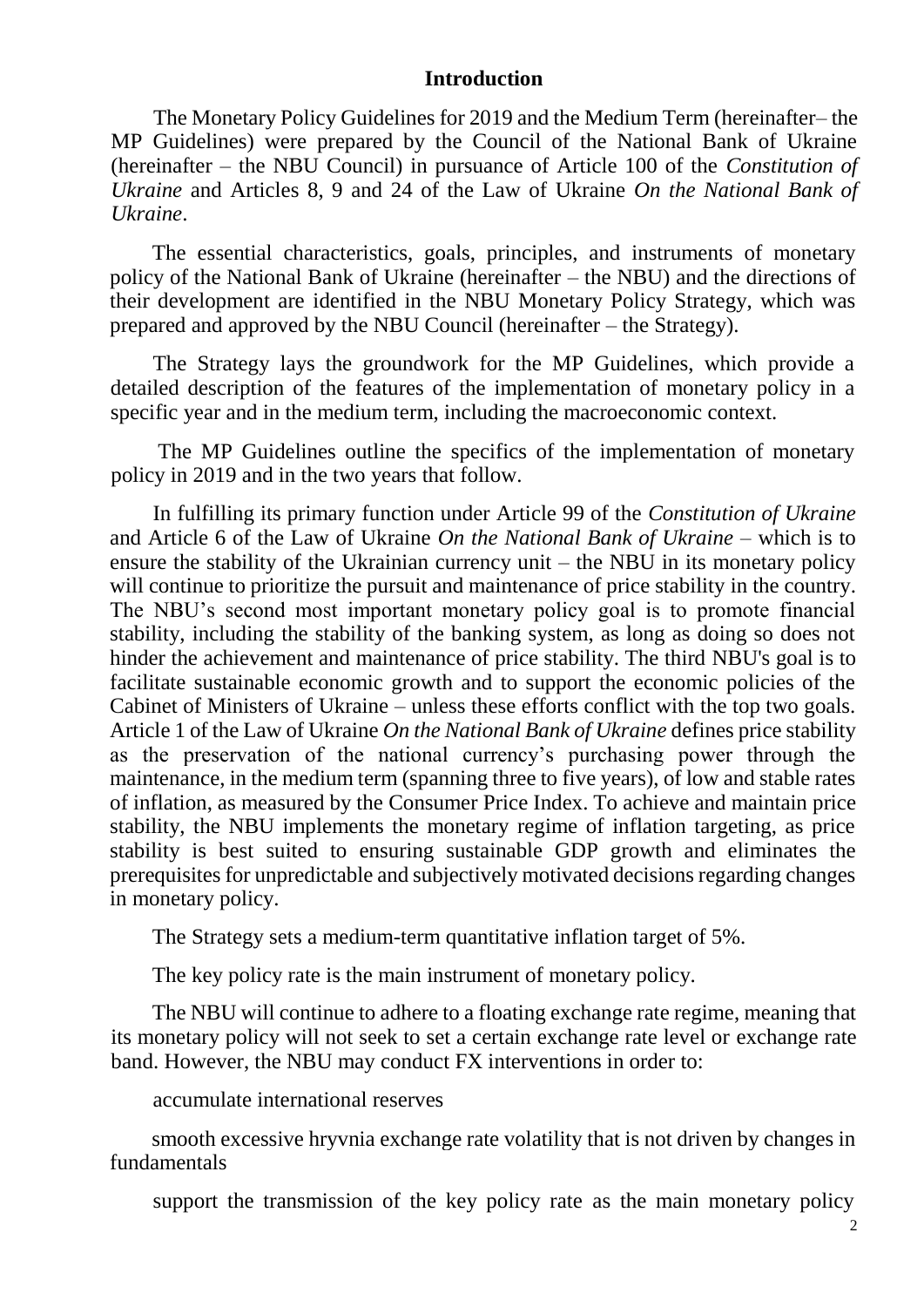## Introduction

The Monetary Policy Guidelines for 2019 and the Medium Term (hereinafter– the MP Guidelines) were prepared by the Council of the National Bank of Ukraine (hereinafter – the NBU Council) in pursuance of Article 100 of the *Constitution of Ukraine* and Articles 8, 9 and 24 of the Law of Ukraine *On the National Bank of Ukraine*.

The essential characteristics, goals, principles, and instruments of monetary policy of the National Bank of Ukraine (hereinafter – the NBU) and the directions of their development are identified in the NBU Monetary Policy Strategy, which was prepared and approved by the NBU Council (hereinafter – the Strategy).

The Strategy lays the groundwork for the MP Guidelines, which provide a detailed description of the features of the implementation of monetary policy in a specific year and in the medium term, including the macroeconomic context.

The MP Guidelines outline the specifics of the implementation of monetary policy in 2019 and in the two years that follow.

In fulfilling its primary function under Article 99 of the *Constitution of Ukraine* and Article 6 of the Law of Ukraine *On the National Bank of Ukraine* – which is to ensure the stability of the Ukrainian currency unit – the NBU in its monetary policy will continue to prioritize the pursuit and maintenance of price stability in the country. The NBU's second most important monetary policy goal is to promote financial stability, including the stability of the banking system, as long as doing so does not hinder the achievement and maintenance of price stability. The third NBU's goal is to facilitate sustainable economic growth and to support the economic policies of the Cabinet of Ministers of Ukraine – unless these efforts conflict with the top two goals. Article 1 of the Law of Ukraine *On the National Bank of Ukraine* defines price stability as the preservation of the national currency's purchasing power through the maintenance, in the medium term (spanning three to five years), of low and stable rates of inflation, as measured by the Consumer Price Index. To achieve and maintain price stability, the NBU implements the monetary regime of inflation targeting, as price stability is best suited to ensuring sustainable GDP growth and eliminates the prerequisites for unpredictable and subjectively motivated decisions regarding changes in monetary policy.

The Strategy sets a medium-term quantitative inflation target of 5%.

The key policy rate is the main instrument of monetary policy.

The NBU will continue to adhere to a floating exchange rate regime, meaning that its monetary policy will not seek to set a certain exchange rate level or exchange rate band. However, the NBU may conduct FX interventions in order to:

accumulate international reserves

smooth excessive hryvnia exchange rate volatility that is not driven by changes in fundamentals

support the transmission of the key policy rate as the main monetary policy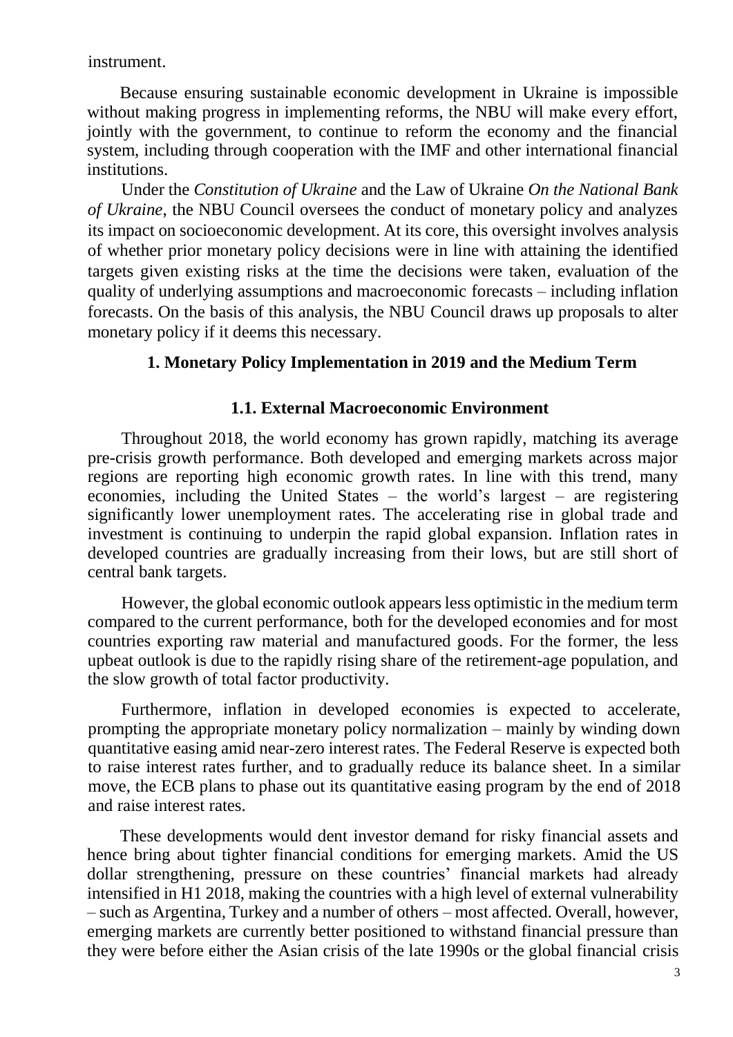instrument.

Because ensuring sustainable economic development in Ukraine is impossible without making progress in implementing reforms, the NBU will make every effort, jointly with the government, to continue to reform the economy and the financial system, including through cooperation with the IMF and other international financial institutions.

Under the *Constitution of Ukraine* and the Law of Ukraine *On the National Bank of Ukraine*, the NBU Council oversees the conduct of monetary policy and analyzes its impact on socioeconomic development. At its core, this oversight involves analysis of whether prior monetary policy decisions were in line with attaining the identified targets given existing risks at the time the decisions were taken, evaluation of the quality of underlying assumptions and macroeconomic forecasts – including inflation forecasts. On the basis of this analysis, the NBU Council draws up proposals to alter monetary policy if it deems this necessary.

## 1. Monetary Policy Implementation in 2019 and the Medium Term

### 1.1. External Macroeconomic Environment

Throughout 2018, the world economy has grown rapidly, matching its average pre-crisis growth performance. Both developed and emerging markets across major regions are reporting high economic growth rates. In line with this trend, many economies, including the United States – the world's largest – are registering significantly lower unemployment rates. The accelerating rise in global trade and investment is continuing to underpin the rapid global expansion. Inflation rates in developed countries are gradually increasing from their lows, but are still short of central bank targets.

However, the global economic outlook appears less optimistic in the medium term compared to the current performance, both for the developed economies and for most countries exporting raw material and manufactured goods. For the former, the less upbeat outlook is due to the rapidly rising share of the retirement-age population, and the slow growth of total factor productivity.

Furthermore, inflation in developed economies is expected to accelerate, prompting the appropriate monetary policy normalization – mainly by winding down quantitative easing amid near-zero interest rates. The Federal Reserve is expected both to raise interest rates further, and to gradually reduce its balance sheet. In a similar move, the ECB plans to phase out its quantitative easing program by the end of 2018 and raise interest rates.

These developments would dent investor demand for risky financial assets and hence bring about tighter financial conditions for emerging markets. Amid the US dollar strengthening, pressure on these countries' financial markets had already intensified in H1 2018, making the countries with a high level of external vulnerability – such as Argentina, Turkey and a number of others – most affected. Overall, however, emerging markets are currently better positioned to withstand financial pressure than they were before either the Asian crisis of the late 1990s or the global financial crisis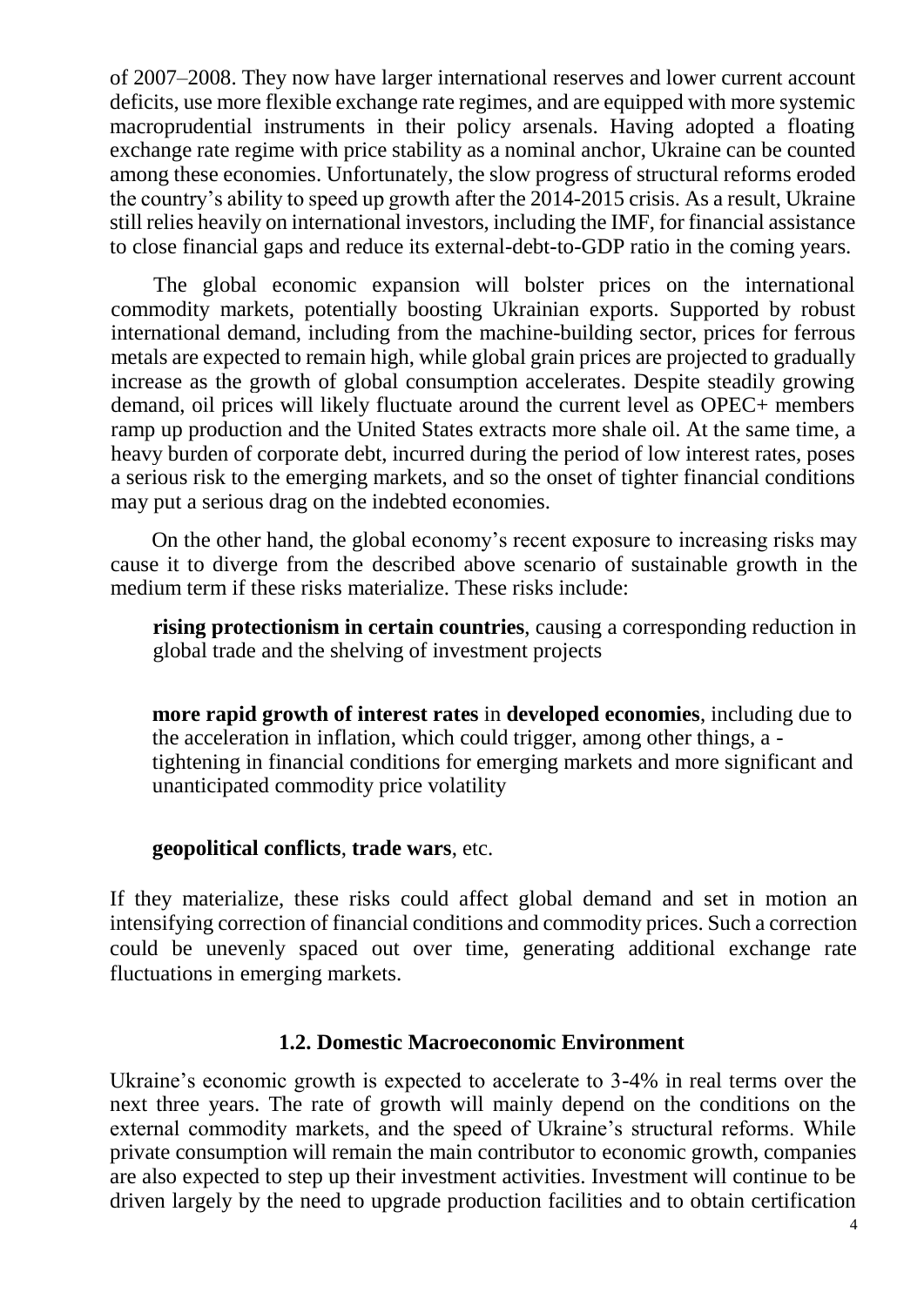of 2007–2008. They now have larger international reserves and lower current account deficits, use more flexible exchange rate regimes, and are equipped with more systemic macroprudential instruments in their policy arsenals. Having adopted a floating exchange rate regime with price stability as a nominal anchor, Ukraine can be counted among these economies. Unfortunately, the slow progress of structural reforms eroded the country's ability to speed up growth after the 2014-2015 crisis. As a result, Ukraine still relies heavily on international investors, including the IMF, for financial assistance to close financial gaps and reduce its external-debt-to-GDP ratio in the coming years.

The global economic expansion will bolster prices on the international commodity markets, potentially boosting Ukrainian exports. Supported by robust international demand, including from the machine-building sector, prices for ferrous metals are expected to remain high, while global grain prices are projected to gradually increase as the growth of global consumption accelerates. Despite steadily growing demand, oil prices will likely fluctuate around the current level as OPEC+ members ramp up production and the United States extracts more shale oil. At the same time, a heavy burden of corporate debt, incurred during the period of low interest rates, poses a serious risk to the emerging markets, and so the onset of tighter financial conditions may put a serious drag on the indebted economies.

On the other hand, the global economy's recent exposure to increasing risks may cause it to diverge from the described above scenario of sustainable growth in the medium term if these risks materialize. These risks include:

- **rising protectionism in certain countries**, causing a corresponding reduction in global trade and the shelving of investment projects

- **more rapid growth of interest rates** in **developed economies**, including due to the acceleration in inflation, which could trigger, among other things, a - tightening in financial conditions for emerging markets and more significant and unanticipated commodity price volatility

- **geopolitical conflicts**, **trade wars**, etc.

If they materialize, these risks could affect global demand and set in motion an intensifying correction of financial conditions and commodity prices. Such a correction could be unevenly spaced out over time, generating additional exchange rate fluctuations in emerging markets.

### 1.2. Domestic Macroeconomic Environment

Ukraine's economic growth is expected to accelerate to 3-4% in real terms over the next three years. The rate of growth will mainly depend on the conditions on the external commodity markets, and the speed of Ukraine's structural reforms. While private consumption will remain the main contributor to economic growth, companies are also expected to step up their investment activities. Investment will continue to be driven largely by the need to upgrade production facilities and to obtain certification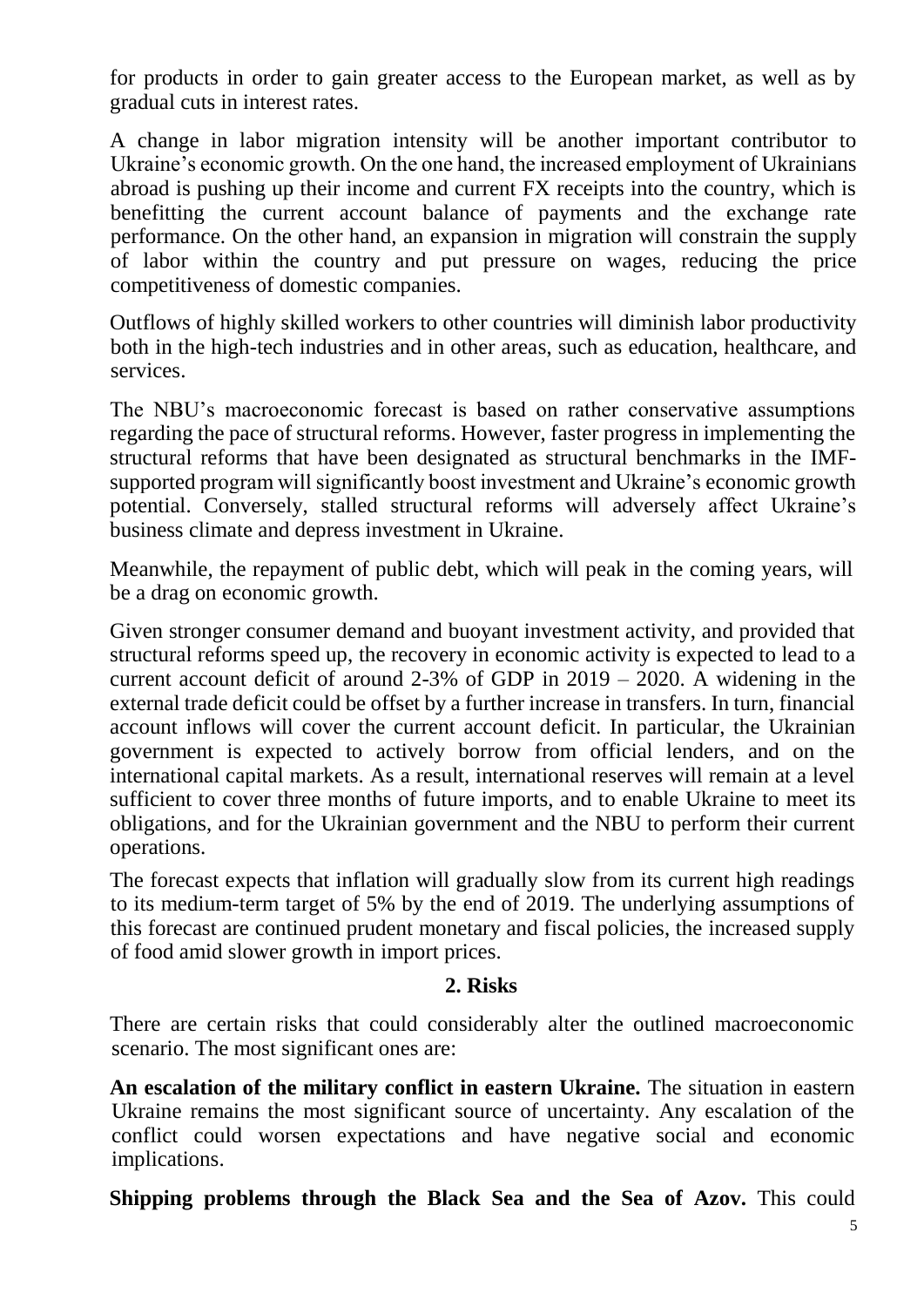for products in order to gain greater access to the European market, as well as by gradual cuts in interest rates.

A change in labor migration intensity will be another important contributor to Ukraine's economic growth. On the one hand, the increased employment of Ukrainians abroad is pushing up their income and current FX receipts into the country, which is benefitting the current account balance of payments and the exchange rate performance. On the other hand, an expansion in migration will constrain the supply of labor within the country and put pressure on wages, reducing the price competitiveness of domestic companies.

Outflows of highly skilled workers to other countries will diminish labor productivity both in the high-tech industries and in other areas, such as education, healthcare, and services.

The NBU's macroeconomic forecast is based on rather conservative assumptions regarding the pace of structural reforms. However, faster progress in implementing the structural reforms that have been designated as structural benchmarks in the IMF-supported program will significantly boost investment and Ukraine's economic growth potential. Conversely, stalled structural reforms will adversely affect Ukraine's business climate and depress investment in Ukraine.

Meanwhile, the repayment of public debt, which will peak in the coming years, will be a drag on economic growth.

Given stronger consumer demand and buoyant investment activity, and provided that structural reforms speed up, the recovery in economic activity is expected to lead to a current account deficit of around 2-3% of GDP in 2019 – 2020. A widening in the external trade deficit could be offset by a further increase in transfers. In turn, financial account inflows will cover the current account deficit. In particular, the Ukrainian government is expected to actively borrow from official lenders, and on the international capital markets. As a result, international reserves will remain at a level sufficient to cover three months of future imports, and to enable Ukraine to meet its obligations, and for the Ukrainian government and the NBU to perform their current operations.

The forecast expects that inflation will gradually slow from its current high readings to its medium-term target of 5% by the end of 2019. The underlying assumptions of this forecast are continued prudent monetary and fiscal policies, the increased supply of food amid slower growth in import prices.

## 2. Risks

There are certain risks that could considerably alter the outlined macroeconomic scenario. The most significant ones are:

**An escalation of the military conflict in eastern Ukraine.** The situation in eastern Ukraine remains the most significant source of uncertainty. Any escalation of the conflict could worsen expectations and have negative social and economic implications.

**Shipping problems through the Black Sea and the Sea of Azov.** This could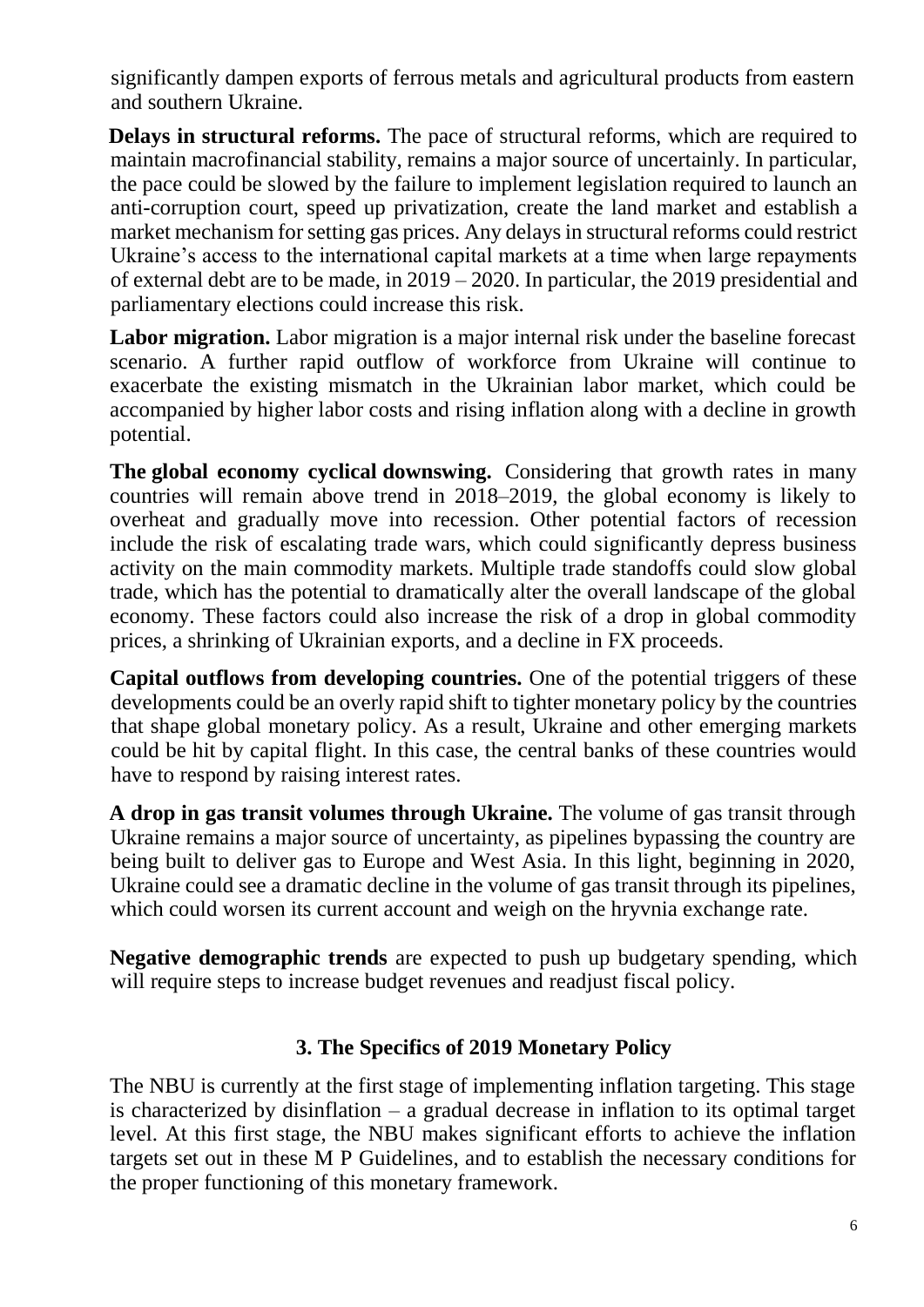significantly dampen exports of ferrous metals and agricultural products from eastern and southern Ukraine.

**Delays in structural reforms.** The pace of structural reforms, which are required to maintain macrofinancial stability, remains a major source of uncertainly. In particular, the pace could be slowed by the failure to implement legislation required to launch an anti-corruption court, speed up privatization, create the land market and establish a market mechanism for setting gas prices. Any delays in structural reforms could restrict Ukraine's access to the international capital markets at a time when large repayments of external debt are to be made, in 2019 – 2020. In particular, the 2019 presidential and parliamentary elections could increase this risk.

**Labor migration.** Labor migration is a major internal risk under the baseline forecast scenario. A further rapid outflow of workforce from Ukraine will continue to exacerbate the existing mismatch in the Ukrainian labor market, which could be accompanied by higher labor costs and rising inflation along with a decline in growth potential.

**The global economy cyclical downswing.** Considering that growth rates in many countries will remain above trend in 2018–2019, the global economy is likely to overheat and gradually move into recession. Other potential factors of recession include the risk of escalating trade wars, which could significantly depress business activity on the main commodity markets. Multiple trade standoffs could slow global trade, which has the potential to dramatically alter the overall landscape of the global economy. These factors could also increase the risk of a drop in global commodity prices, a shrinking of Ukrainian exports, and a decline in FX proceeds.

**Capital outflows from developing countries.** One of the potential triggers of these developments could be an overly rapid shift to tighter monetary policy by the countries that shape global monetary policy. As a result, Ukraine and other emerging markets could be hit by capital flight. In this case, the central banks of these countries would have to respond by raising interest rates.

**A drop in gas transit volumes through Ukraine.** The volume of gas transit through Ukraine remains a major source of uncertainty, as pipelines bypassing the country are being built to deliver gas to Europe and West Asia. In this light, beginning in 2020, Ukraine could see a dramatic decline in the volume of gas transit through its pipelines, which could worsen its current account and weigh on the hryvnia exchange rate.

**Negative demographic trends** are expected to push up budgetary spending, which will require steps to increase budget revenues and readjust fiscal policy.

## 3. The Specifics of 2019 Monetary Policy

The NBU is currently at the first stage of implementing inflation targeting. This stage is characterized by disinflation – a gradual decrease in inflation to its optimal target level. At this first stage, the NBU makes significant efforts to achieve the inflation targets set out in these M P Guidelines, and to establish the necessary conditions for the proper functioning of this monetary framework.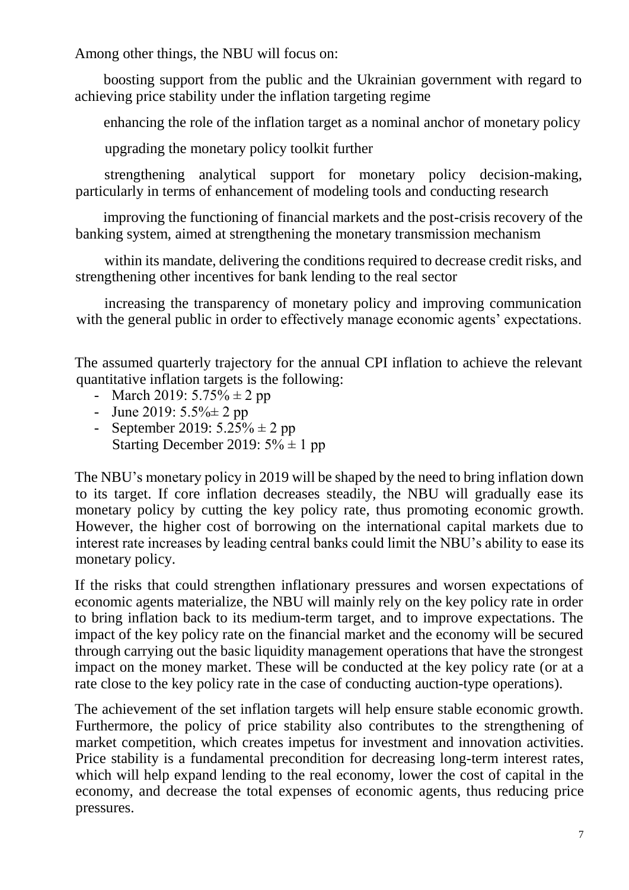Among other things, the NBU will focus on:

- boosting support from the public and the Ukrainian government with regard to achieving price stability under the inflation targeting regime
- enhancing the role of the inflation target as a nominal anchor of monetary policy
- upgrading the monetary policy toolkit further
- strengthening analytical support for monetary policy decision-making, particularly in terms of enhancement of modeling tools and conducting research
- improving the functioning of financial markets and the post-crisis recovery of the banking system, aimed at strengthening the monetary transmission mechanism
- within its mandate, delivering the conditions required to decrease credit risks, and strengthening other incentives for bank lending to the real sector
- increasing the transparency of monetary policy and improving communication with the general public in order to effectively manage economic agents' expectations.

The assumed quarterly trajectory for the annual CPI inflation to achieve the relevant quantitative inflation targets is the following:

- March 2019: 5.75% ± 2 pp
- June 2019: 5.5%± 2 pp
- September 2019: 5.25% ± 2 pp

  Starting December 2019: 5% ± 1 pp

The NBU's monetary policy in 2019 will be shaped by the need to bring inflation down to its target. If core inflation decreases steadily, the NBU will gradually ease its monetary policy by cutting the key policy rate, thus promoting economic growth. However, the higher cost of borrowing on the international capital markets due to interest rate increases by leading central banks could limit the NBU's ability to ease its monetary policy.

If the risks that could strengthen inflationary pressures and worsen expectations of economic agents materialize, the NBU will mainly rely on the key policy rate in order to bring inflation back to its medium-term target, and to improve expectations. The impact of the key policy rate on the financial market and the economy will be secured through carrying out the basic liquidity management operations that have the strongest impact on the money market. These will be conducted at the key policy rate (or at a rate close to the key policy rate in the case of conducting auction-type operations).

The achievement of the set inflation targets will help ensure stable economic growth. Furthermore, the policy of price stability also contributes to the strengthening of market competition, which creates impetus for investment and innovation activities. Price stability is a fundamental precondition for decreasing long-term interest rates, which will help expand lending to the real economy, lower the cost of capital in the economy, and decrease the total expenses of economic agents, thus reducing price pressures.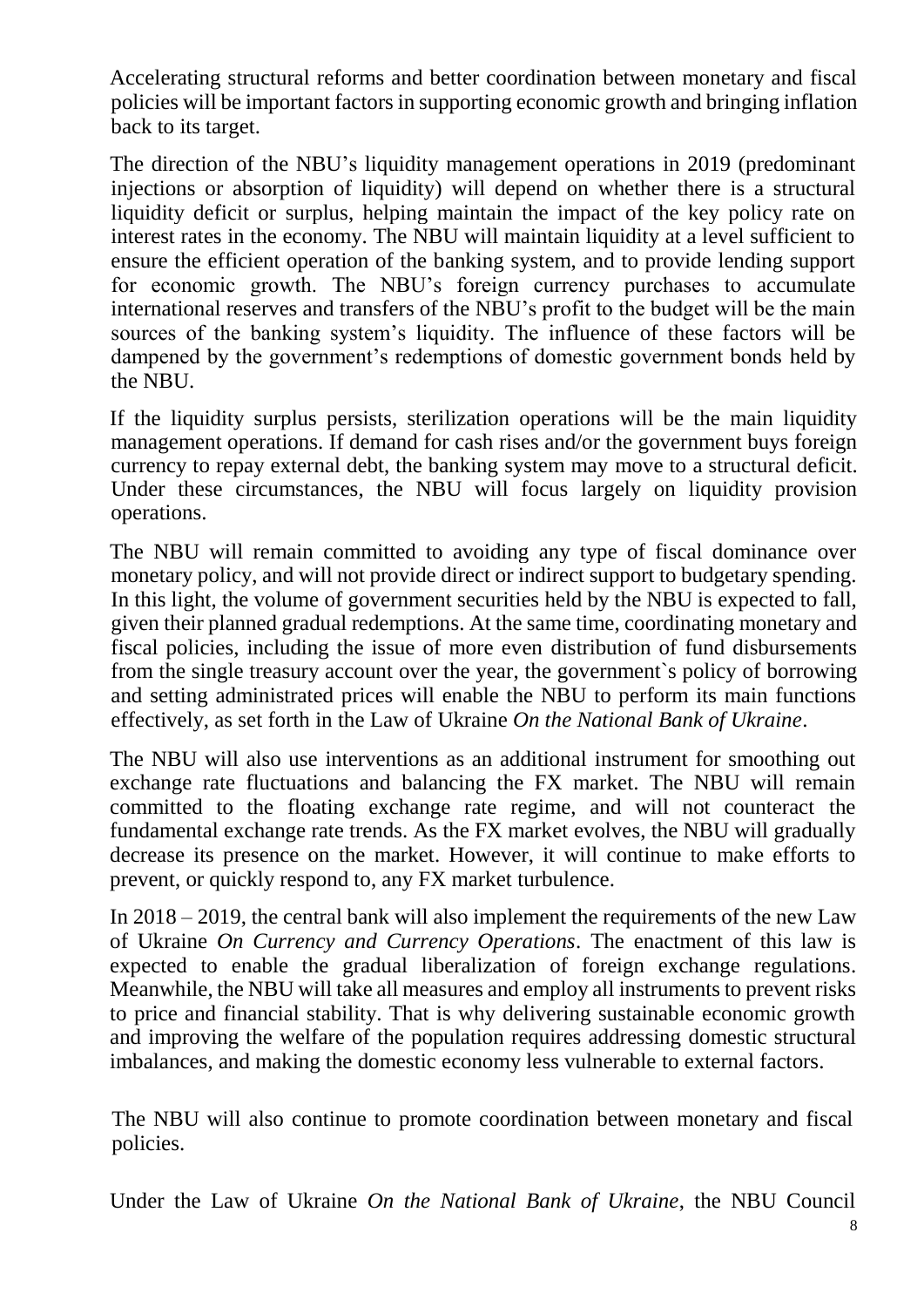Accelerating structural reforms and better coordination between monetary and fiscal policies will be important factors in supporting economic growth and bringing inflation back to its target.

The direction of the NBU's liquidity management operations in 2019 (predominant injections or absorption of liquidity) will depend on whether there is a structural liquidity deficit or surplus, helping maintain the impact of the key policy rate on interest rates in the economy. The NBU will maintain liquidity at a level sufficient to ensure the efficient operation of the banking system, and to provide lending support for economic growth. The NBU's foreign currency purchases to accumulate international reserves and transfers of the NBU's profit to the budget will be the main sources of the banking system's liquidity. The influence of these factors will be dampened by the government's redemptions of domestic government bonds held by the NBU.

If the liquidity surplus persists, sterilization operations will be the main liquidity management operations. If demand for cash rises and/or the government buys foreign currency to repay external debt, the banking system may move to a structural deficit. Under these circumstances, the NBU will focus largely on liquidity provision operations.

The NBU will remain committed to avoiding any type of fiscal dominance over monetary policy, and will not provide direct or indirect support to budgetary spending. In this light, the volume of government securities held by the NBU is expected to fall, given their planned gradual redemptions. At the same time, coordinating monetary and fiscal policies, including the issue of more even distribution of fund disbursements from the single treasury account over the year, the government`s policy of borrowing and setting administrated prices will enable the NBU to perform its main functions effectively, as set forth in the Law of Ukraine *On the National Bank of Ukraine*.

The NBU will also use interventions as an additional instrument for smoothing out exchange rate fluctuations and balancing the FX market. The NBU will remain committed to the floating exchange rate regime, and will not counteract the fundamental exchange rate trends. As the FX market evolves, the NBU will gradually decrease its presence on the market. However, it will continue to make efforts to prevent, or quickly respond to, any FX market turbulence.

In 2018 – 2019, the central bank will also implement the requirements of the new Law of Ukraine *On Currency and Currency Operations*. The enactment of this law is expected to enable the gradual liberalization of foreign exchange regulations. Meanwhile, the NBU will take all measures and employ all instruments to prevent risks to price and financial stability. That is why delivering sustainable economic growth and improving the welfare of the population requires addressing domestic structural imbalances, and making the domestic economy less vulnerable to external factors.

The NBU will also continue to promote coordination between monetary and fiscal policies.

Under the Law of Ukraine *On the National Bank of Ukraine*, the NBU Council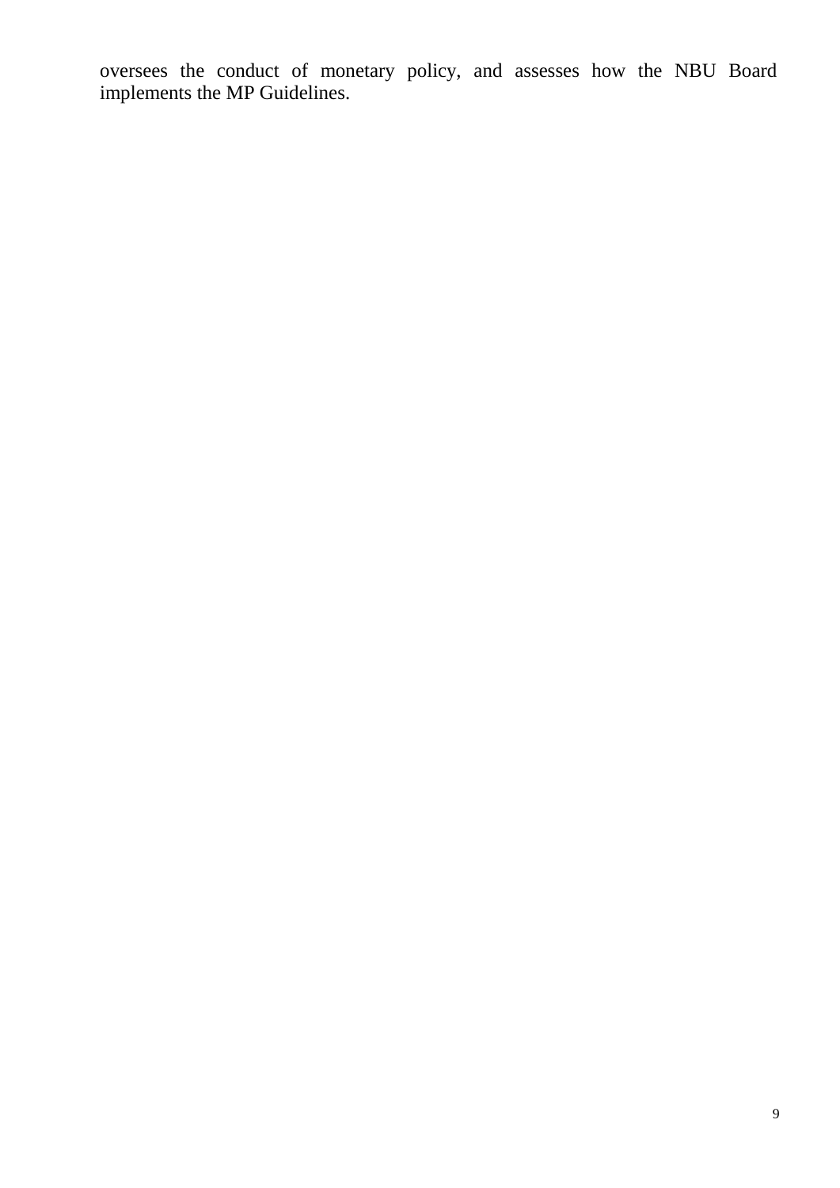oversees the conduct of monetary policy, and assesses how the NBU Board implements the MP Guidelines.